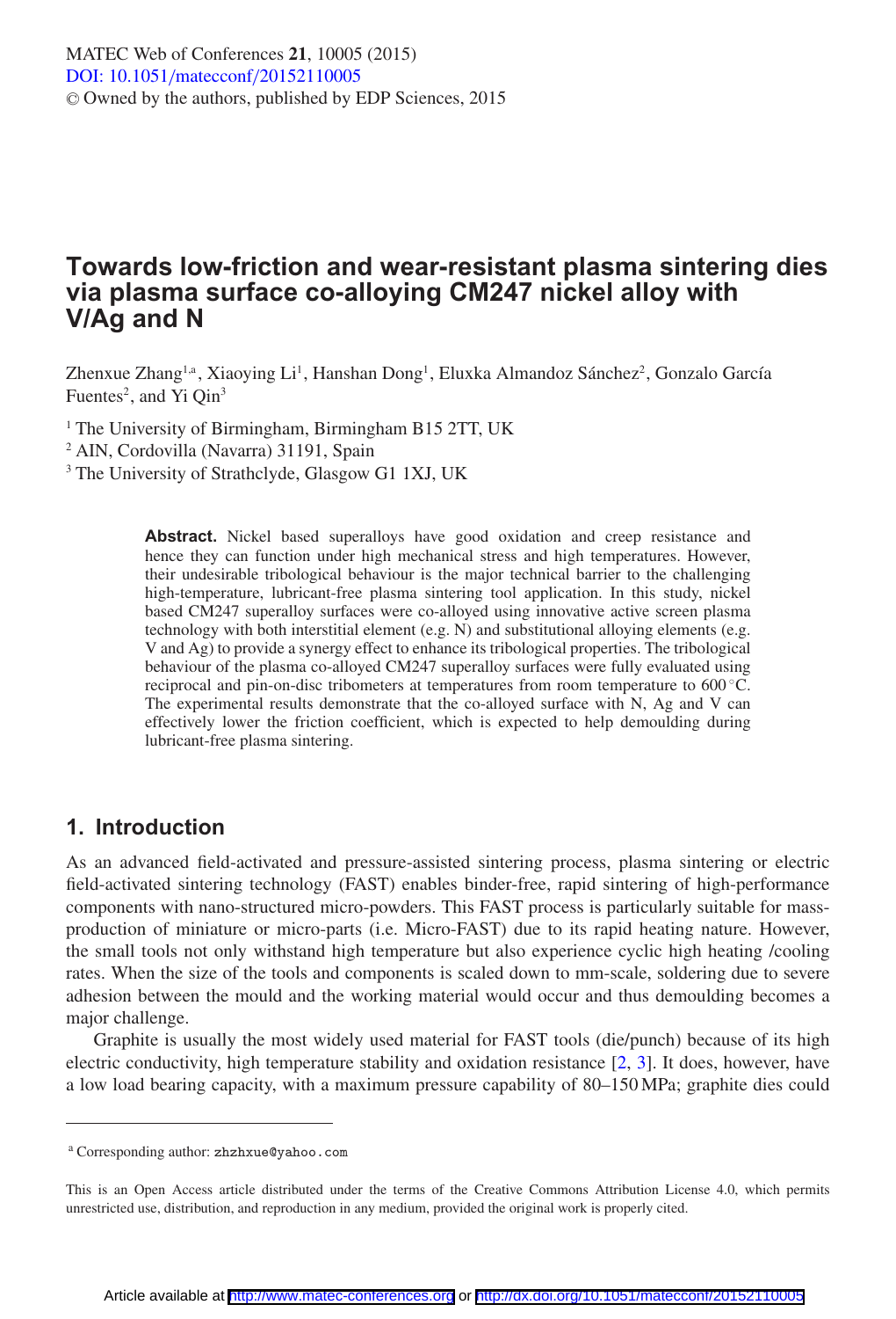# Towards low-friction and wear-resistant plasma sintering dies via plasma surface co-alloying CM247 nickel alloy with V/Ag and N

Zhenxue Zhang[1,a], Xiaoying Li[1], Hanshan Dong[1], Eluxka Almandoz Sánchez[2], Gonzalo García Fuentes[2], and Yi Qin[3]

[1] The University of Birmingham, Birmingham B15 2TT, UK
[2] AIN, Cordovilla (Navarra) 31191, Spain
[3] The University of Strathclyde, Glasgow G1 1XJ, UK

**Abstract.** Nickel based superalloys have good oxidation and creep resistance and hence they can function under high mechanical stress and high temperatures. However, their undesirable tribological behaviour is the major technical barrier to the challenging high-temperature, lubricant-free plasma sintering tool application. In this study, nickel based CM247 superalloy surfaces were co-alloyed using innovative active screen plasma technology with both interstitial element (e.g. N) and substitutional alloying elements (e.g. V and Ag) to provide a synergy effect to enhance its tribological properties. The tribological behaviour of the plasma co-alloyed CM247 superalloy surfaces were fully evaluated using reciprocal and pin-on-disc tribometers at temperatures from room temperature to 600 °C. The experimental results demonstrate that the co-alloyed surface with N, Ag and V can effectively lower the friction coefficient, which is expected to help demoulding during lubricant-free plasma sintering.

## 1. Introduction

As an advanced field-activated and pressure-assisted sintering process, plasma sintering or electric field-activated sintering technology (FAST) enables binder-free, rapid sintering of high-performance components with nano-structured micro-powders. This FAST process is particularly suitable for mass-production of miniature or micro-parts (i.e. Micro-FAST) due to its rapid heating nature. However, the small tools not only withstand high temperature but also experience cyclic high heating /cooling rates. When the size of the tools and components is scaled down to mm-scale, soldering due to severe adhesion between the mould and the working material would occur and thus demoulding becomes a major challenge.

Graphite is usually the most widely used material for FAST tools (die/punch) because of its high electric conductivity, high temperature stability and oxidation resistance [2, 3]. It does, however, have a low load bearing capacity, with a maximum pressure capability of 80–150 MPa; graphite dies could

[a] Corresponding author: zhzhxue@yahoo.com

This is an Open Access article distributed under the terms of the Creative Commons Attribution License 4.0, which permits unrestricted use, distribution, and reproduction in any medium, provided the original work is properly cited.

Article available at http://www.matec-conferences.org or http://dx.doi.org/10.1051/matecconf/20152110005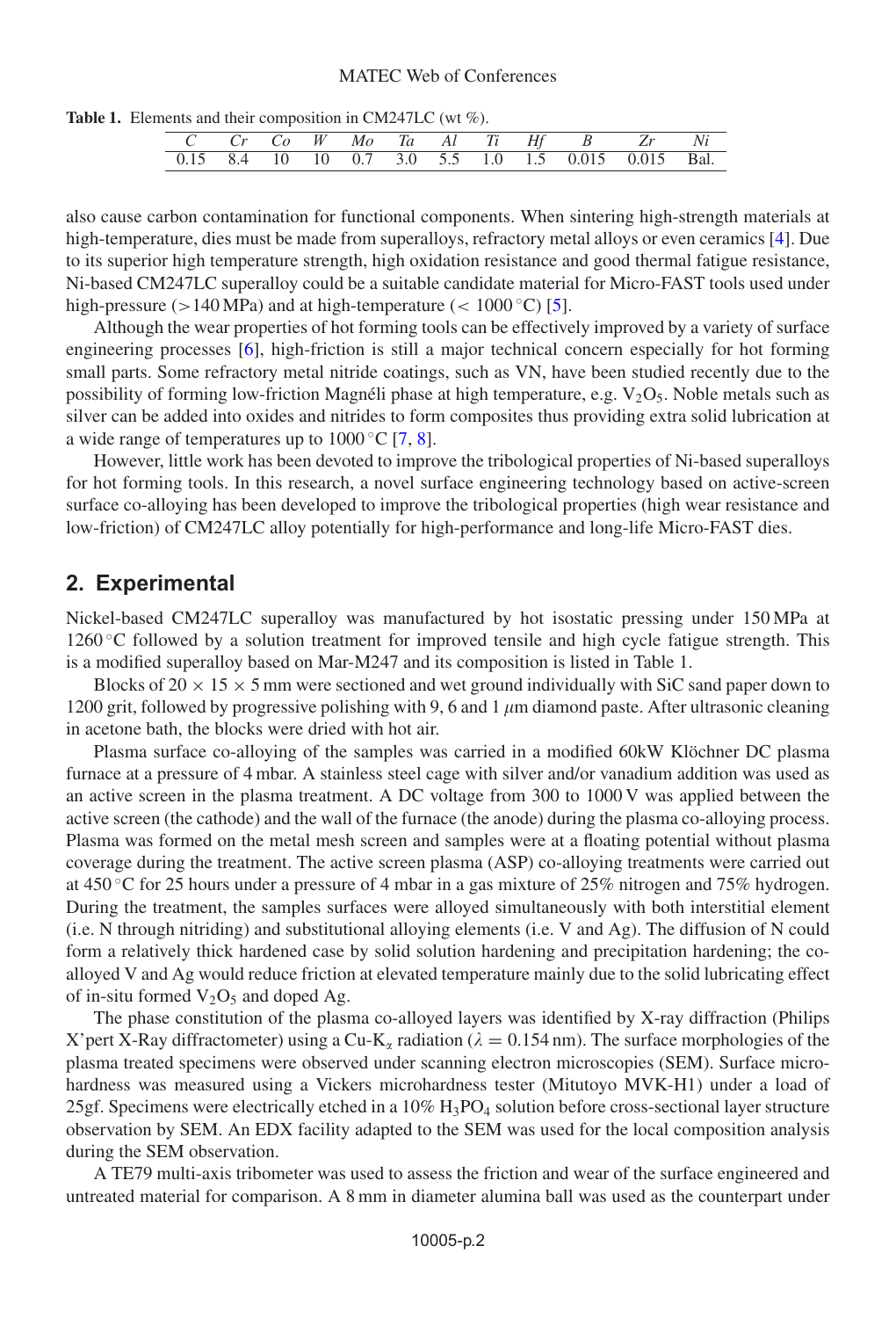**Table 1.** Elements and their composition in CM247LC (wt %).

| *C* | *Cr* | *Co* | *W* | *Mo* | *Ta* | *Al* | *Ti* | *Hf* | *B* | *Zr* | *Ni* |
|---|---|---|---|---|---|---|---|---|---|---|---|
| 0.15 | 8.4 | 10 | 10 | 0.7 | 3.0 | 5.5 | 1.0 | 1.5 | 0.015 | 0.015 | Bal. |

also cause carbon contamination for functional components. When sintering high-strength materials at high-temperature, dies must be made from superalloys, refractory metal alloys or even ceramics [4]. Due to its superior high temperature strength, high oxidation resistance and good thermal fatigue resistance, Ni-based CM247LC superalloy could be a suitable candidate material for Micro-FAST tools used under high-pressure (>140 MPa) and at high-temperature (< 1000 °C) [5].

Although the wear properties of hot forming tools can be effectively improved by a variety of surface engineering processes [6], high-friction is still a major technical concern especially for hot forming small parts. Some refractory metal nitride coatings, such as VN, have been studied recently due to the possibility of forming low-friction Magnéli phase at high temperature, e.g. $V_2O_5$. Noble metals such as silver can be added into oxides and nitrides to form composites thus providing extra solid lubrication at a wide range of temperatures up to 1000 °C [7, 8].

However, little work has been devoted to improve the tribological properties of Ni-based superalloys for hot forming tools. In this research, a novel surface engineering technology based on active-screen surface co-alloying has been developed to improve the tribological properties (high wear resistance and low-friction) of CM247LC alloy potentially for high-performance and long-life Micro-FAST dies.

## 2. Experimental

Nickel-based CM247LC superalloy was manufactured by hot isostatic pressing under 150 MPa at 1260 °C followed by a solution treatment for improved tensile and high cycle fatigue strength. This is a modified superalloy based on Mar-M247 and its composition is listed in Table 1.

Blocks of 20 × 15 × 5 mm were sectioned and wet ground individually with SiC sand paper down to 1200 grit, followed by progressive polishing with 9, 6 and 1 $\mu$m diamond paste. After ultrasonic cleaning in acetone bath, the blocks were dried with hot air.

Plasma surface co-alloying of the samples was carried in a modified 60kW Klöchner DC plasma furnace at a pressure of 4 mbar. A stainless steel cage with silver and/or vanadium addition was used as an active screen in the plasma treatment. A DC voltage from 300 to 1000 V was applied between the active screen (the cathode) and the wall of the furnace (the anode) during the plasma co-alloying process. Plasma was formed on the metal mesh screen and samples were at a floating potential without plasma coverage during the treatment. The active screen plasma (ASP) co-alloying treatments were carried out at 450 °C for 25 hours under a pressure of 4 mbar in a gas mixture of 25% nitrogen and 75% hydrogen. During the treatment, the samples surfaces were alloyed simultaneously with both interstitial element (i.e. N through nitriding) and substitutional alloying elements (i.e. V and Ag). The diffusion of N could form a relatively thick hardened case by solid solution hardening and precipitation hardening; the co-alloyed V and Ag would reduce friction at elevated temperature mainly due to the solid lubricating effect of in-situ formed $V_2O_5$ and doped Ag.

The phase constitution of the plasma co-alloyed layers was identified by X-ray diffraction (Philips X'pert X-Ray diffractometer) using a Cu-$K_\alpha$ radiation ($\lambda = 0.154$ nm). The surface morphologies of the plasma treated specimens were observed under scanning electron microscopies (SEM). Surface micro-hardness was measured using a Vickers microhardness tester (Mitutoyo MVK-H1) under a load of 25gf. Specimens were electrically etched in a 10% $H_3PO_4$ solution before cross-sectional layer structure observation by SEM. An EDX facility adapted to the SEM was used for the local composition analysis during the SEM observation.

A TE79 multi-axis tribometer was used to assess the friction and wear of the surface engineered and untreated material for comparison. A 8 mm in diameter alumina ball was used as the counterpart under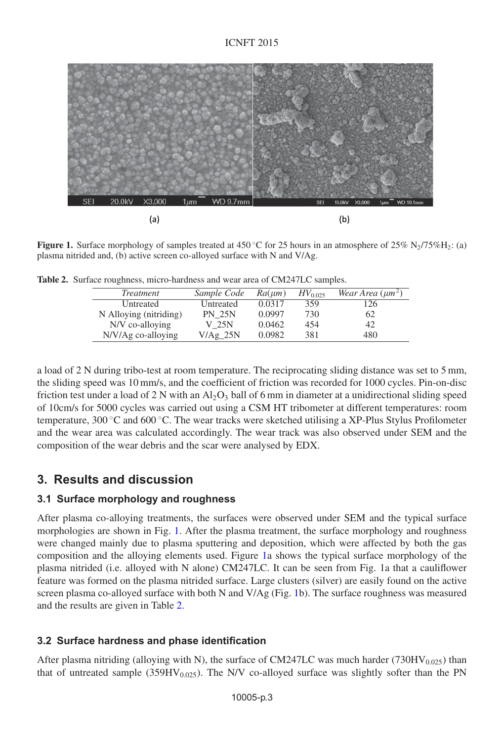(a)

(b)

**Figure 1.** Surface morphology of samples treated at 450 °C for 25 hours in an atmosphere of 25% $N_2$/75%$H_2$: (a) plasma nitrided and, (b) active screen co-alloyed surface with N and V/Ag.

**Table 2.** Surface roughness, micro-hardness and wear area of CM247LC samples.

| *Treatment* | *Sample Code* | $Ra(\mu m)$ | $HV_{0.025}$ | *Wear Area* ($\mu m^2$) |
|---|---|---|---|---|
| Untreated | Untreated | 0.0317 | 359 | 126 |
| N Alloying (nitriding) | PN_25N | 0.0997 | 730 | 62 |
| N/V co-alloying | V_25N | 0.0462 | 454 | 42 |
| N/V/Ag co-alloying | V/Ag_25N | 0.0982 | 381 | 480 |

a load of 2 N during tribo-test at room temperature. The reciprocating sliding distance was set to 5 mm, the sliding speed was 10 mm/s, and the coefficient of friction was recorded for 1000 cycles. Pin-on-disc friction test under a load of 2 N with an $Al_2O_3$ ball of 6 mm in diameter at a unidirectional sliding speed of 10cm/s for 5000 cycles was carried out using a CSM HT tribometer at different temperatures: room temperature, 300 °C and 600 °C. The wear tracks were sketched utilising a XP-Plus Stylus Profilometer and the wear area was calculated accordingly. The wear track was also observed under SEM and the composition of the wear debris and the scar were analysed by EDX.

## 3. Results and discussion

### 3.1 Surface morphology and roughness

After plasma co-alloying treatments, the surfaces were observed under SEM and the typical surface morphologies are shown in Fig. 1. After the plasma treatment, the surface morphology and roughness were changed mainly due to plasma sputtering and deposition, which were affected by both the gas composition and the alloying elements used. Figure 1a shows the typical surface morphology of the plasma nitrided (i.e. alloyed with N alone) CM247LC. It can be seen from Fig. 1a that a cauliflower feature was formed on the plasma nitrided surface. Large clusters (silver) are easily found on the active screen plasma co-alloyed surface with both N and V/Ag (Fig. 1b). The surface roughness was measured and the results are given in Table 2.

### 3.2 Surface hardness and phase identification

After plasma nitriding (alloying with N), the surface of CM247LC was much harder (730$HV_{0.025}$) than that of untreated sample (359$HV_{0.025}$). The N/V co-alloyed surface was slightly softer than the PN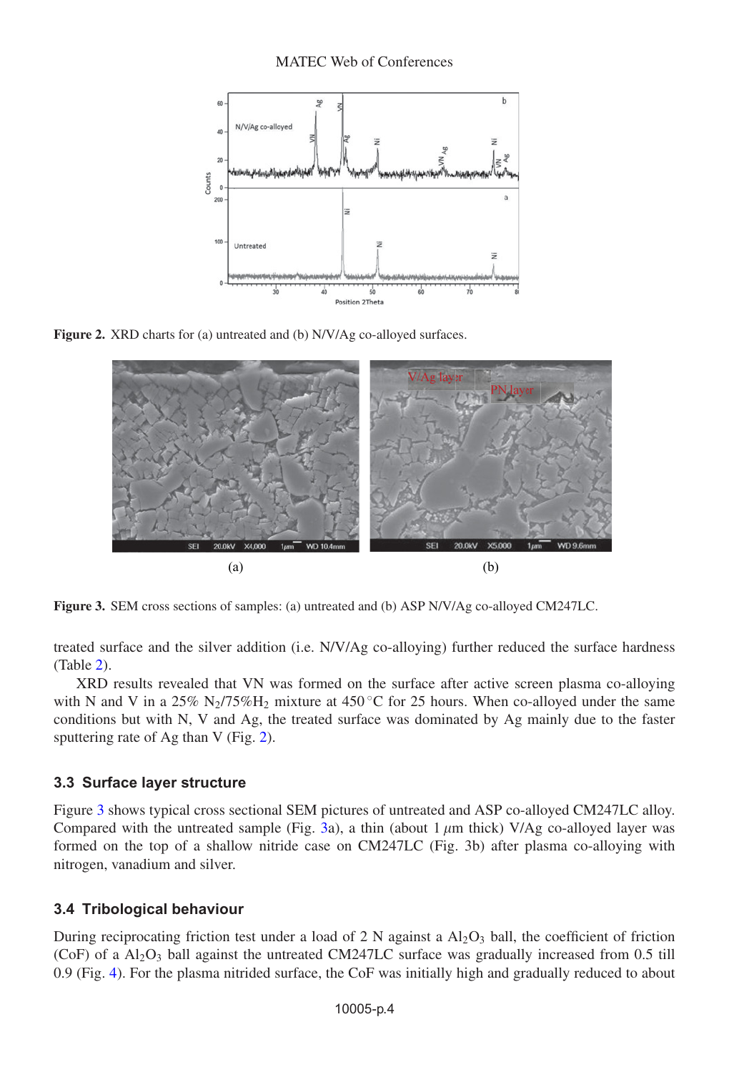Figure 2. XRD charts for (a) untreated and (b) N/V/Ag co-alloyed surfaces.

Figure 3. SEM cross sections of samples: (a) untreated and (b) ASP N/V/Ag co-alloyed CM247LC.

treated surface and the silver addition (i.e. N/V/Ag co-alloying) further reduced the surface hardness (Table 2).

XRD results revealed that VN was formed on the surface after active screen plasma co-alloying with N and V in a 25% $N_2$/75%$H_2$ mixture at 450 °C for 25 hours. When co-alloyed under the same conditions but with N, V and Ag, the treated surface was dominated by Ag mainly due to the faster sputtering rate of Ag than V (Fig. 2).

### 3.3 Surface layer structure

Figure 3 shows typical cross sectional SEM pictures of untreated and ASP co-alloyed CM247LC alloy. Compared with the untreated sample (Fig. 3a), a thin (about 1 $\mu$m thick) V/Ag co-alloyed layer was formed on the top of a shallow nitride case on CM247LC (Fig. 3b) after plasma co-alloying with nitrogen, vanadium and silver.

### 3.4 Tribological behaviour

During reciprocating friction test under a load of 2 N against a $Al_2O_3$ ball, the coefficient of friction (CoF) of a $Al_2O_3$ ball against the untreated CM247LC surface was gradually increased from 0.5 till 0.9 (Fig. 4). For the plasma nitrided surface, the CoF was initially high and gradually reduced to about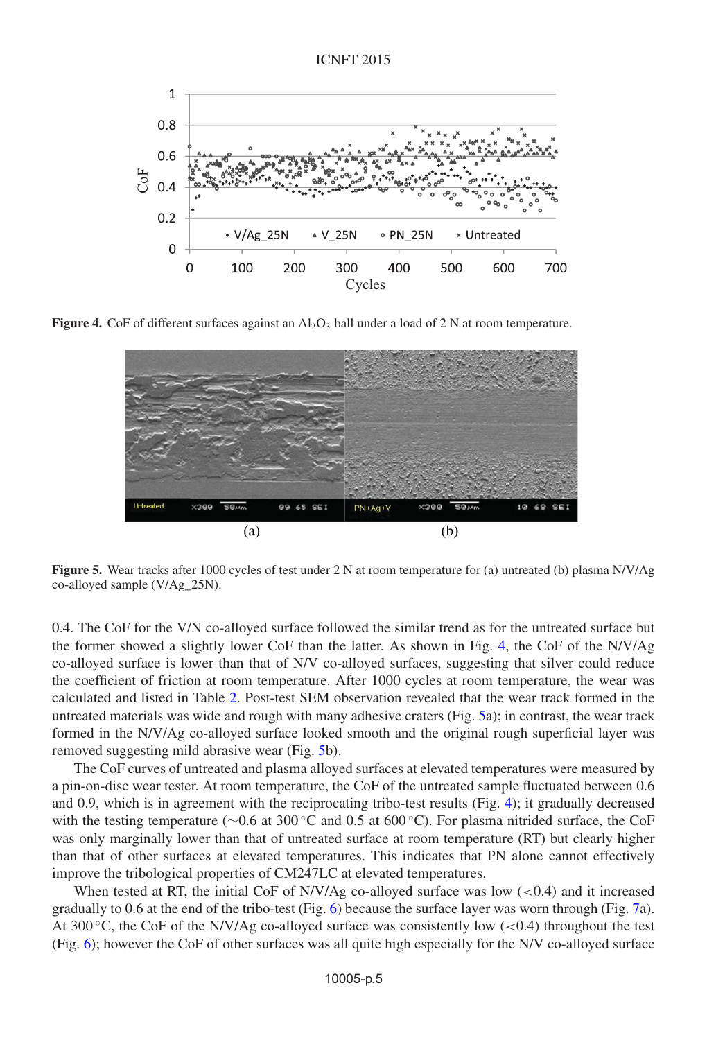Figure 4. CoF of different surfaces against an $Al_2O_3$ ball under a load of 2 N at room temperature.

Figure 5. Wear tracks after 1000 cycles of test under 2 N at room temperature for (a) untreated (b) plasma N/V/Ag co-alloyed sample (V/Ag_25N).

0.4. The CoF for the V/N co-alloyed surface followed the similar trend as for the untreated surface but the former showed a slightly lower CoF than the latter. As shown in Fig. 4, the CoF of the N/V/Ag co-alloyed surface is lower than that of N/V co-alloyed surfaces, suggesting that silver could reduce the coefficient of friction at room temperature. After 1000 cycles at room temperature, the wear was calculated and listed in Table 2. Post-test SEM observation revealed that the wear track formed in the untreated materials was wide and rough with many adhesive craters (Fig. 5a); in contrast, the wear track formed in the N/V/Ag co-alloyed surface looked smooth and the original rough superficial layer was removed suggesting mild abrasive wear (Fig. 5b).

The CoF curves of untreated and plasma alloyed surfaces at elevated temperatures were measured by a pin-on-disc wear tester. At room temperature, the CoF of the untreated sample fluctuated between 0.6 and 0.9, which is in agreement with the reciprocating tribo-test results (Fig. 4); it gradually decreased with the testing temperature (~0.6 at 300 °C and 0.5 at 600 °C). For plasma nitrided surface, the CoF was only marginally lower than that of untreated surface at room temperature (RT) but clearly higher than that of other surfaces at elevated temperatures. This indicates that PN alone cannot effectively improve the tribological properties of CM247LC at elevated temperatures.

When tested at RT, the initial CoF of N/V/Ag co-alloyed surface was low (<0.4) and it increased gradually to 0.6 at the end of the tribo-test (Fig. 6) because the surface layer was worn through (Fig. 7a). At 300 °C, the CoF of the N/V/Ag co-alloyed surface was consistently low (<0.4) throughout the test (Fig. 6); however the CoF of other surfaces was all quite high especially for the N/V co-alloyed surface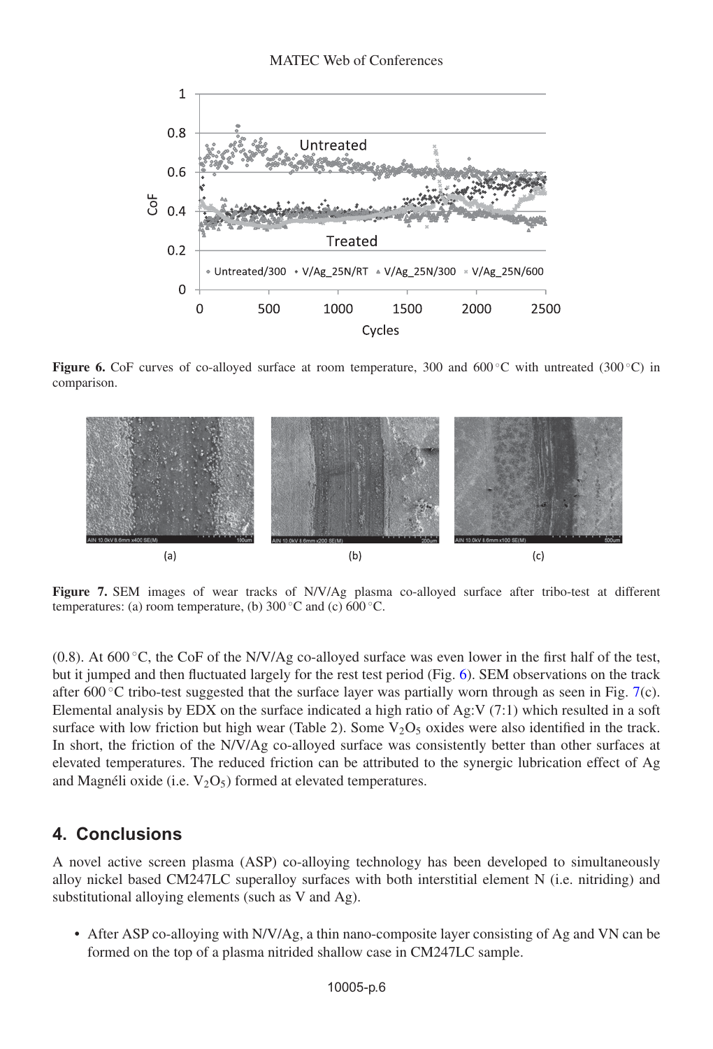Figure 6. CoF curves of co-alloyed surface at room temperature, 300 and 600 °C with untreated (300 °C) in comparison.

Figure 7. SEM images of wear tracks of N/V/Ag plasma co-alloyed surface after tribo-test at different temperatures: (a) room temperature, (b) 300 °C and (c) 600 °C.

(0.8). At 600 °C, the CoF of the N/V/Ag co-alloyed surface was even lower in the first half of the test, but it jumped and then fluctuated largely for the rest test period (Fig. 6). SEM observations on the track after 600 °C tribo-test suggested that the surface layer was partially worn through as seen in Fig. 7(c). Elemental analysis by EDX on the surface indicated a high ratio of Ag:V (7:1) which resulted in a soft surface with low friction but high wear (Table 2). Some $V_2O_5$ oxides were also identified in the track. In short, the friction of the N/V/Ag co-alloyed surface was consistently better than other surfaces at elevated temperatures. The reduced friction can be attributed to the synergic lubrication effect of Ag and Magnéli oxide (i.e. $V_2O_5$) formed at elevated temperatures.

## 4. Conclusions

A novel active screen plasma (ASP) co-alloying technology has been developed to simultaneously alloy nickel based CM247LC superalloy surfaces with both interstitial element N (i.e. nitriding) and substitutional alloying elements (such as V and Ag).

- After ASP co-alloying with N/V/Ag, a thin nano-composite layer consisting of Ag and VN can be formed on the top of a plasma nitrided shallow case in CM247LC sample.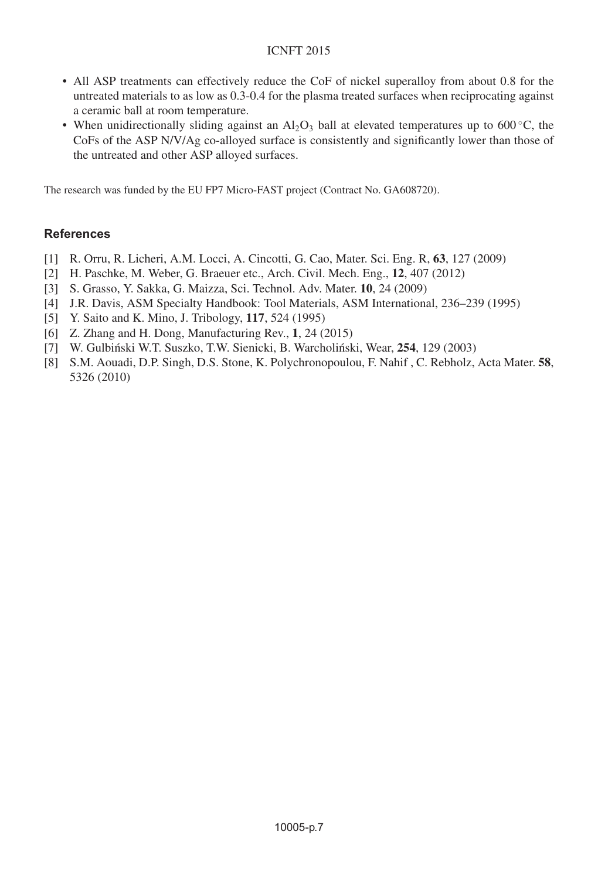- All ASP treatments can effectively reduce the CoF of nickel superalloy from about 0.8 for the untreated materials to as low as 0.3-0.4 for the plasma treated surfaces when reciprocating against a ceramic ball at room temperature.
- When unidirectionally sliding against an $Al_2O_3$ ball at elevated temperatures up to 600 °C, the CoFs of the ASP N/V/Ag co-alloyed surface is consistently and significantly lower than those of the untreated and other ASP alloyed surfaces.

The research was funded by the EU FP7 Micro-FAST project (Contract No. GA608720).

## References

[1] R. Orru, R. Licheri, A.M. Locci, A. Cincotti, G. Cao, Mater. Sci. Eng. R, **63**, 127 (2009)

[2] H. Paschke, M. Weber, G. Braeuer etc., Arch. Civil. Mech. Eng., **12**, 407 (2012)

[3] S. Grasso, Y. Sakka, G. Maizza, Sci. Technol. Adv. Mater. **10**, 24 (2009)

[4] J.R. Davis, ASM Specialty Handbook: Tool Materials, ASM International, 236–239 (1995)

[5] Y. Saito and K. Mino, J. Tribology, **117**, 524 (1995)

[6] Z. Zhang and H. Dong, Manufacturing Rev., **1**, 24 (2015)

[7] W. Gulbiński W.T. Suszko, T.W. Sienicki, B. Warcholiński, Wear, **254**, 129 (2003)

[8] S.M. Aouadi, D.P. Singh, D.S. Stone, K. Polychronopoulou, F. Nahif , C. Rebholz, Acta Mater. **58**, 5326 (2010)